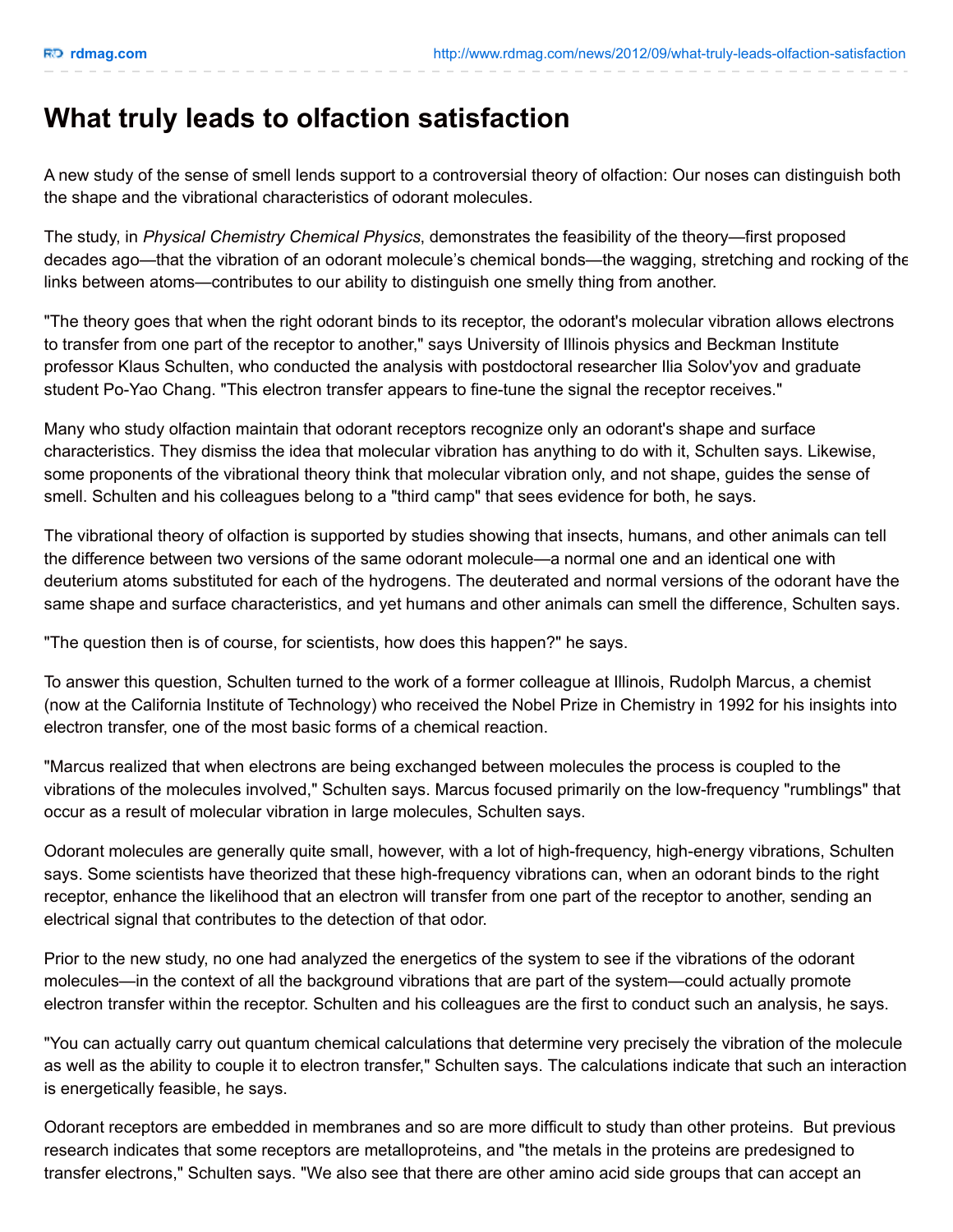# What truly leads to olfaction satisfaction

A new study of the sense of smell lends support to a controversial theory of olfaction: Our noses can distinguish both the shape and the vibrational characteristics of odorant molecules.

The study, in *Physical Chemistry Chemical Physics*, demonstrates the feasibility of the theory—first proposed decades ago—that the vibration of an odorant molecule's chemical bonds—the wagging, stretching and rocking of the links between atoms—contributes to our ability to distinguish one smelly thing from another.

"The theory goes that when the right odorant binds to its receptor, the odorant's molecular vibration allows electrons to transfer from one part of the receptor to another," says University of Illinois physics and Beckman Institute professor Klaus Schulten, who conducted the analysis with postdoctoral researcher Ilia Solov'yov and graduate student Po-Yao Chang. "This electron transfer appears to fine-tune the signal the receptor receives."

Many who study olfaction maintain that odorant receptors recognize only an odorant's shape and surface characteristics. They dismiss the idea that molecular vibration has anything to do with it, Schulten says. Likewise, some proponents of the vibrational theory think that molecular vibration only, and not shape, guides the sense of smell. Schulten and his colleagues belong to a "third camp" that sees evidence for both, he says.

The vibrational theory of olfaction is supported by studies showing that insects, humans, and other animals can tell the difference between two versions of the same odorant molecule—a normal one and an identical one with deuterium atoms substituted for each of the hydrogens. The deuterated and normal versions of the odorant have the same shape and surface characteristics, and yet humans and other animals can smell the difference, Schulten says.

"The question then is of course, for scientists, how does this happen?" he says.

To answer this question, Schulten turned to the work of a former colleague at Illinois, Rudolph Marcus, a chemist (now at the California Institute of Technology) who received the Nobel Prize in Chemistry in 1992 for his insights into electron transfer, one of the most basic forms of a chemical reaction.

"Marcus realized that when electrons are being exchanged between molecules the process is coupled to the vibrations of the molecules involved," Schulten says. Marcus focused primarily on the low-frequency "rumblings" that occur as a result of molecular vibration in large molecules, Schulten says.

Odorant molecules are generally quite small, however, with a lot of high-frequency, high-energy vibrations, Schulten says. Some scientists have theorized that these high-frequency vibrations can, when an odorant binds to the right receptor, enhance the likelihood that an electron will transfer from one part of the receptor to another, sending an electrical signal that contributes to the detection of that odor.

Prior to the new study, no one had analyzed the energetics of the system to see if the vibrations of the odorant molecules—in the context of all the background vibrations that are part of the system—could actually promote electron transfer within the receptor. Schulten and his colleagues are the first to conduct such an analysis, he says.

"You can actually carry out quantum chemical calculations that determine very precisely the vibration of the molecule as well as the ability to couple it to electron transfer," Schulten says. The calculations indicate that such an interaction is energetically feasible, he says.

Odorant receptors are embedded in membranes and so are more difficult to study than other proteins. But previous research indicates that some receptors are metalloproteins, and "the metals in the proteins are predesigned to transfer electrons," Schulten says. "We also see that there are other amino acid side groups that can accept an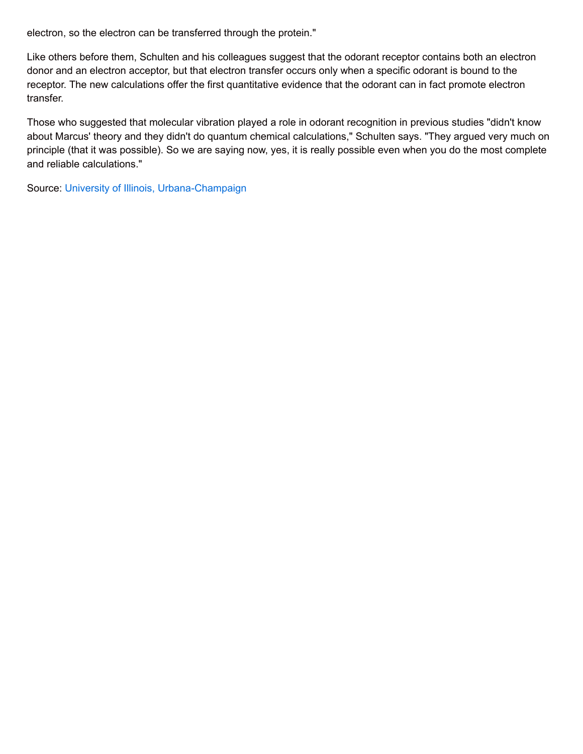electron, so the electron can be transferred through the protein."

Like others before them, Schulten and his colleagues suggest that the odorant receptor contains both an electron donor and an electron acceptor, but that electron transfer occurs only when a specific odorant is bound to the receptor. The new calculations offer the first quantitative evidence that the odorant can in fact promote electron transfer.

Those who suggested that molecular vibration played a role in odorant recognition in previous studies "didn't know about Marcus' theory and they didn't do quantum chemical calculations," Schulten says. "They argued very much on principle (that it was possible). So we are saying now, yes, it is really possible even when you do the most complete and reliable calculations."

Source: University of Illinois, Urbana-Champaign